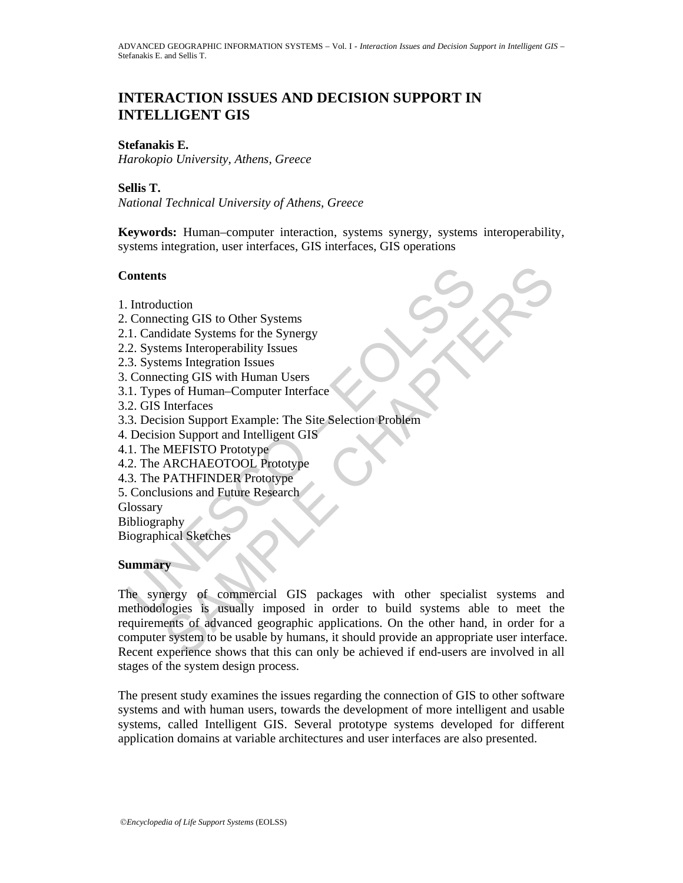# INTERACTION ISSUES AND DECISION SUPPORT IN INTELLIGENT GIS

**Stefanakis E.**
*Harokopio University, Athens, Greece*

**Sellis T.**
*National Technical University of Athens, Greece*

**Keywords:** Human–computer interaction, systems synergy, systems interoperability, systems integration, user interfaces, GIS interfaces, GIS operations

## Contents

1. Introduction
2. Connecting GIS to Other Systems
2.1. Candidate Systems for the Synergy
2.2. Systems Interoperability Issues
2.3. Systems Integration Issues
3. Connecting GIS with Human Users
3.1. Types of Human–Computer Interface
3.2. GIS Interfaces
3.3. Decision Support Example: The Site Selection Problem
4. Decision Support and Intelligent GIS
4.1. The MEFISTO Prototype
4.2. The ARCHAEOTOOL Prototype
4.3. The PATHFINDER Prototype
5. Conclusions and Future Research
Glossary
Bibliography
Biographical Sketches

## Summary

The synergy of commercial GIS packages with other specialist systems and methodologies is usually imposed in order to build systems able to meet the requirements of advanced geographic applications. On the other hand, in order for a computer system to be usable by humans, it should provide an appropriate user interface. Recent experience shows that this can only be achieved if end-users are involved in all stages of the system design process.

The present study examines the issues regarding the connection of GIS to other software systems and with human users, towards the development of more intelligent and usable systems, called Intelligent GIS. Several prototype systems developed for different application domains at variable architectures and user interfaces are also presented.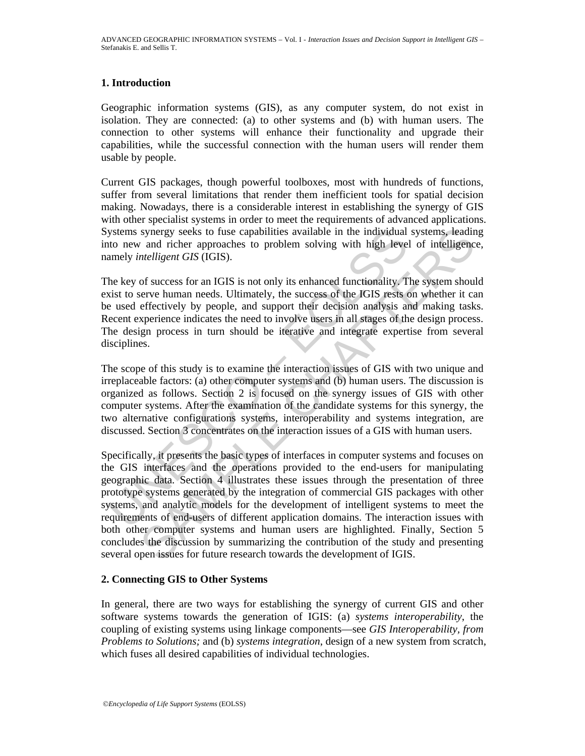## 1. Introduction

Geographic information systems (GIS), as any computer system, do not exist in isolation. They are connected: (a) to other systems and (b) with human users. The connection to other systems will enhance their functionality and upgrade their capabilities, while the successful connection with the human users will render them usable by people.

Current GIS packages, though powerful toolboxes, most with hundreds of functions, suffer from several limitations that render them inefficient tools for spatial decision making. Nowadays, there is a considerable interest in establishing the synergy of GIS with other specialist systems in order to meet the requirements of advanced applications. Systems synergy seeks to fuse capabilities available in the individual systems, leading into new and richer approaches to problem solving with high level of intelligence, namely *intelligent GIS* (IGIS).

The key of success for an IGIS is not only its enhanced functionality. The system should exist to serve human needs. Ultimately, the success of the IGIS rests on whether it can be used effectively by people, and support their decision analysis and making tasks. Recent experience indicates the need to involve users in all stages of the design process. The design process in turn should be iterative and integrate expertise from several disciplines.

The scope of this study is to examine the interaction issues of GIS with two unique and irreplaceable factors: (a) other computer systems and (b) human users. The discussion is organized as follows. Section 2 is focused on the synergy issues of GIS with other computer systems. After the examination of the candidate systems for this synergy, the two alternative configurations systems, interoperability and systems integration, are discussed. Section 3 concentrates on the interaction issues of a GIS with human users.

Specifically, it presents the basic types of interfaces in computer systems and focuses on the GIS interfaces and the operations provided to the end-users for manipulating geographic data. Section 4 illustrates these issues through the presentation of three prototype systems generated by the integration of commercial GIS packages with other systems, and analytic models for the development of intelligent systems to meet the requirements of end-users of different application domains. The interaction issues with both other computer systems and human users are highlighted. Finally, Section 5 concludes the discussion by summarizing the contribution of the study and presenting several open issues for future research towards the development of IGIS.

## 2. Connecting GIS to Other Systems

In general, there are two ways for establishing the synergy of current GIS and other software systems towards the generation of IGIS: (a) *systems interoperability*, the coupling of existing systems using linkage components—see *GIS Interoperability, from Problems to Solutions;* and (b) *systems integration*, design of a new system from scratch, which fuses all desired capabilities of individual technologies.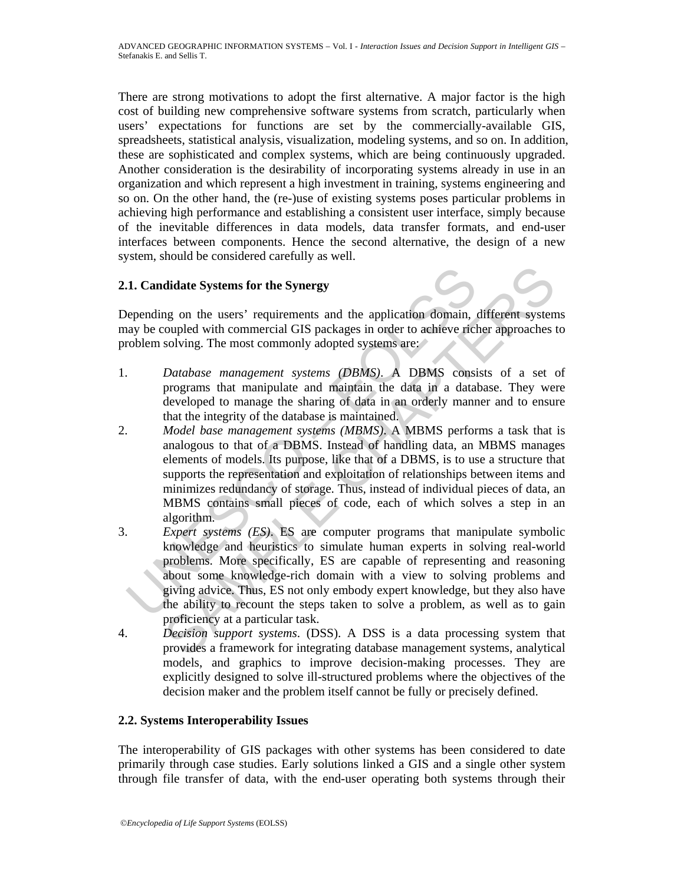There are strong motivations to adopt the first alternative. A major factor is the high cost of building new comprehensive software systems from scratch, particularly when users' expectations for functions are set by the commercially-available GIS, spreadsheets, statistical analysis, visualization, modeling systems, and so on. In addition, these are sophisticated and complex systems, which are being continuously upgraded. Another consideration is the desirability of incorporating systems already in use in an organization and which represent a high investment in training, systems engineering and so on. On the other hand, the (re-)use of existing systems poses particular problems in achieving high performance and establishing a consistent user interface, simply because of the inevitable differences in data models, data transfer formats, and end-user interfaces between components. Hence the second alternative, the design of a new system, should be considered carefully as well.

## 2.1. Candidate Systems for the Synergy

Depending on the users' requirements and the application domain, different systems may be coupled with commercial GIS packages in order to achieve richer approaches to problem solving. The most commonly adopted systems are:

1. *Database management systems (DBMS)*. A DBMS consists of a set of programs that manipulate and maintain the data in a database. They were developed to manage the sharing of data in an orderly manner and to ensure that the integrity of the database is maintained.
2. *Model base management systems (MBMS)*. A MBMS performs a task that is analogous to that of a DBMS. Instead of handling data, an MBMS manages elements of models. Its purpose, like that of a DBMS, is to use a structure that supports the representation and exploitation of relationships between items and minimizes redundancy of storage. Thus, instead of individual pieces of data, an MBMS contains small pieces of code, each of which solves a step in an algorithm.
3. *Expert systems (ES)*. ES are computer programs that manipulate symbolic knowledge and heuristics to simulate human experts in solving real-world problems. More specifically, ES are capable of representing and reasoning about some knowledge-rich domain with a view to solving problems and giving advice. Thus, ES not only embody expert knowledge, but they also have the ability to recount the steps taken to solve a problem, as well as to gain proficiency at a particular task.
4. *Decision support systems*. (DSS). A DSS is a data processing system that provides a framework for integrating database management systems, analytical models, and graphics to improve decision-making processes. They are explicitly designed to solve ill-structured problems where the objectives of the decision maker and the problem itself cannot be fully or precisely defined.

## 2.2. Systems Interoperability Issues

The interoperability of GIS packages with other systems has been considered to date primarily through case studies. Early solutions linked a GIS and a single other system through file transfer of data, with the end-user operating both systems through their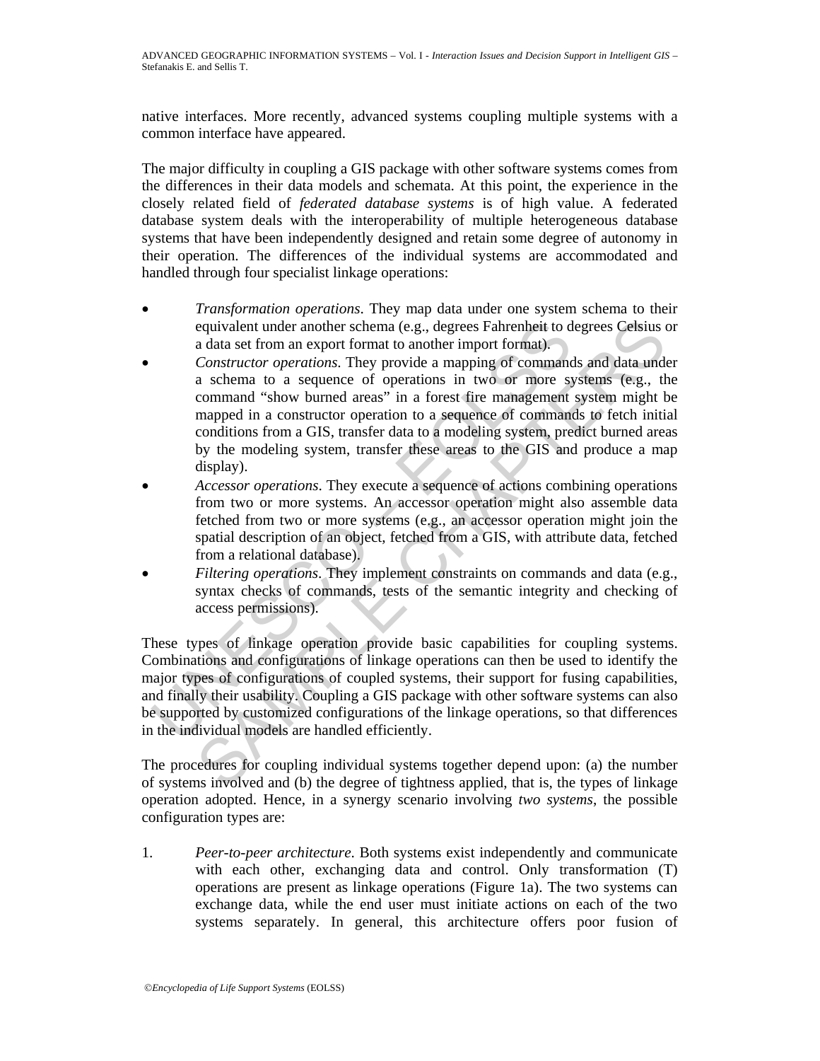native interfaces. More recently, advanced systems coupling multiple systems with a common interface have appeared.

The major difficulty in coupling a GIS package with other software systems comes from the differences in their data models and schemata. At this point, the experience in the closely related field of *federated database systems* is of high value. A federated database system deals with the interoperability of multiple heterogeneous database systems that have been independently designed and retain some degree of autonomy in their operation. The differences of the individual systems are accommodated and handled through four specialist linkage operations:

- *Transformation operations*. They map data under one system schema to their equivalent under another schema (e.g., degrees Fahrenheit to degrees Celsius or a data set from an export format to another import format).
- *Constructor operations*. They provide a mapping of commands and data under a schema to a sequence of operations in two or more systems (e.g., the command "show burned areas" in a forest fire management system might be mapped in a constructor operation to a sequence of commands to fetch initial conditions from a GIS, transfer data to a modeling system, predict burned areas by the modeling system, transfer these areas to the GIS and produce a map display).
- *Accessor operations*. They execute a sequence of actions combining operations from two or more systems. An accessor operation might also assemble data fetched from two or more systems (e.g., an accessor operation might join the spatial description of an object, fetched from a GIS, with attribute data, fetched from a relational database).
- *Filtering operations*. They implement constraints on commands and data (e.g., syntax checks of commands, tests of the semantic integrity and checking of access permissions).

These types of linkage operation provide basic capabilities for coupling systems. Combinations and configurations of linkage operations can then be used to identify the major types of configurations of coupled systems, their support for fusing capabilities, and finally their usability. Coupling a GIS package with other software systems can also be supported by customized configurations of the linkage operations, so that differences in the individual models are handled efficiently.

The procedures for coupling individual systems together depend upon: (a) the number of systems involved and (b) the degree of tightness applied, that is, the types of linkage operation adopted. Hence, in a synergy scenario involving *two systems*, the possible configuration types are:

1. *Peer-to-peer architecture*. Both systems exist independently and communicate with each other, exchanging data and control. Only transformation (T) operations are present as linkage operations (Figure 1a). The two systems can exchange data, while the end user must initiate actions on each of the two systems separately. In general, this architecture offers poor fusion of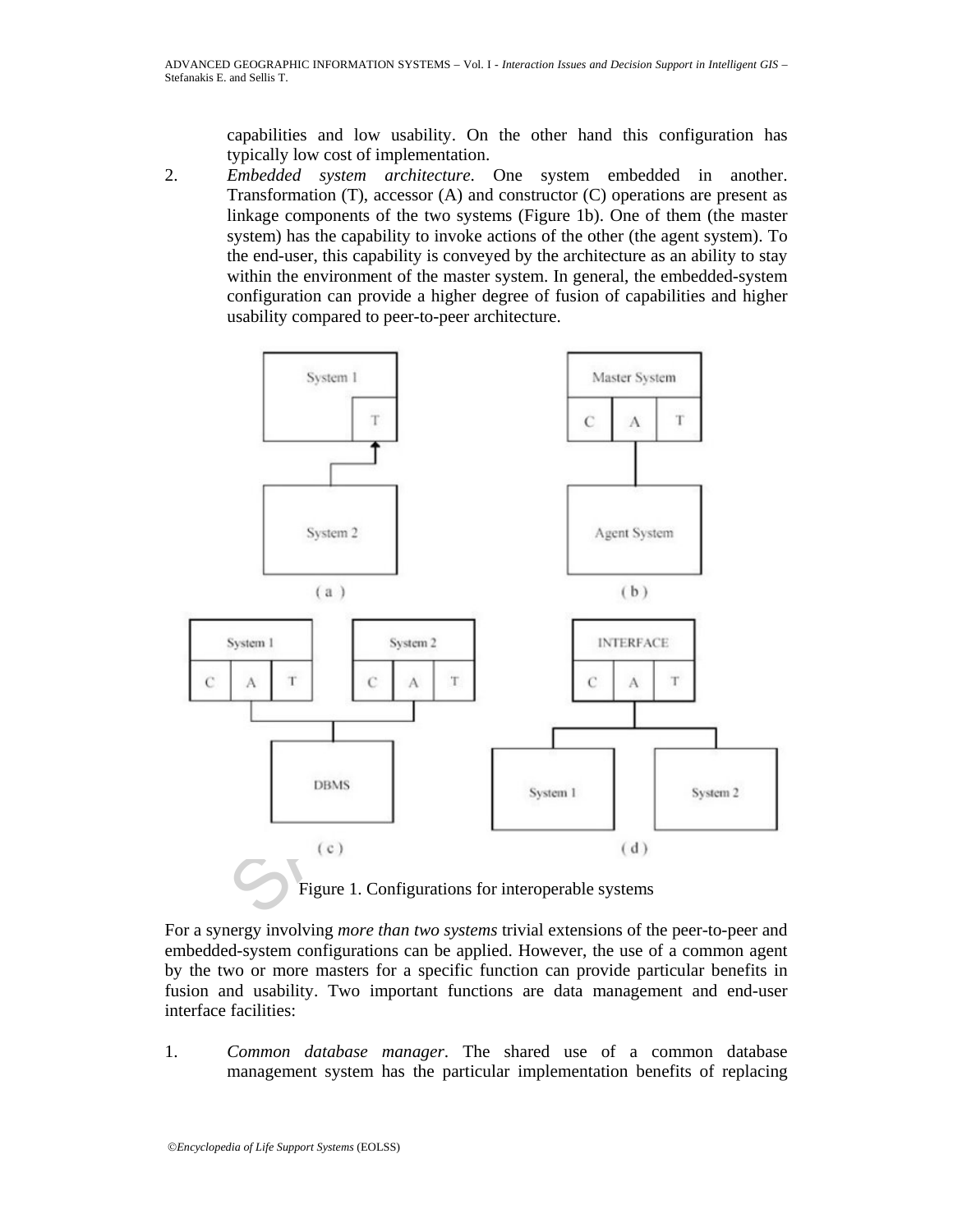capabilities and low usability. On the other hand this configuration has typically low cost of implementation.

2. *Embedded system architecture*. One system embedded in another. Transformation (T), accessor (A) and constructor (C) operations are present as linkage components of the two systems (Figure 1b). One of them (the master system) has the capability to invoke actions of the other (the agent system). To the end-user, this capability is conveyed by the architecture as an ability to stay within the environment of the master system. In general, the embedded-system configuration can provide a higher degree of fusion of capabilities and higher usability compared to peer-to-peer architecture.

Figure 1. Configurations for interoperable systems

For a synergy involving *more than two systems* trivial extensions of the peer-to-peer and embedded-system configurations can be applied. However, the use of a common agent by the two or more masters for a specific function can provide particular benefits in fusion and usability. Two important functions are data management and end-user interface facilities:

1. *Common database manager*. The shared use of a common database management system has the particular implementation benefits of replacing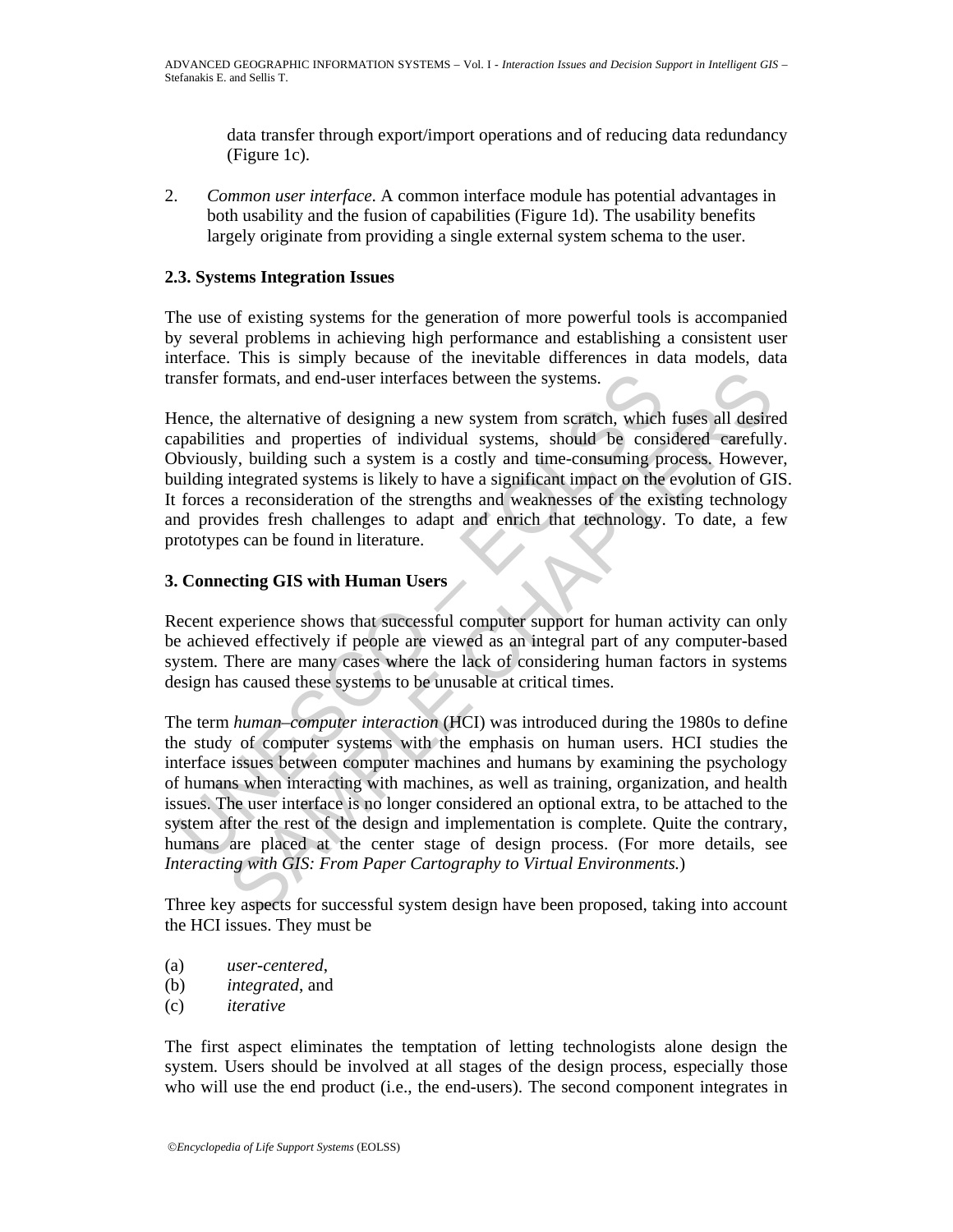data transfer through export/import operations and of reducing data redundancy (Figure 1c).

2. *Common user interface*. A common interface module has potential advantages in both usability and the fusion of capabilities (Figure 1d). The usability benefits largely originate from providing a single external system schema to the user.

### 2.3. Systems Integration Issues

The use of existing systems for the generation of more powerful tools is accompanied by several problems in achieving high performance and establishing a consistent user interface. This is simply because of the inevitable differences in data models, data transfer formats, and end-user interfaces between the systems.

Hence, the alternative of designing a new system from scratch, which fuses all desired capabilities and properties of individual systems, should be considered carefully. Obviously, building such a system is a costly and time-consuming process. However, building integrated systems is likely to have a significant impact on the evolution of GIS. It forces a reconsideration of the strengths and weaknesses of the existing technology and provides fresh challenges to adapt and enrich that technology. To date, a few prototypes can be found in literature.

## 3. Connecting GIS with Human Users

Recent experience shows that successful computer support for human activity can only be achieved effectively if people are viewed as an integral part of any computer-based system. There are many cases where the lack of considering human factors in systems design has caused these systems to be unusable at critical times.

The term *human–computer interaction* (HCI) was introduced during the 1980s to define the study of computer systems with the emphasis on human users. HCI studies the interface issues between computer machines and humans by examining the psychology of humans when interacting with machines, as well as training, organization, and health issues. The user interface is no longer considered an optional extra, to be attached to the system after the rest of the design and implementation is complete. Quite the contrary, humans are placed at the center stage of design process. (For more details, see *Interacting with GIS: From Paper Cartography to Virtual Environments.*)

Three key aspects for successful system design have been proposed, taking into account the HCI issues. They must be

(a) *user-centered*,
(b) *integrated*, and
(c) *iterative*

The first aspect eliminates the temptation of letting technologists alone design the system. Users should be involved at all stages of the design process, especially those who will use the end product (i.e., the end-users). The second component integrates in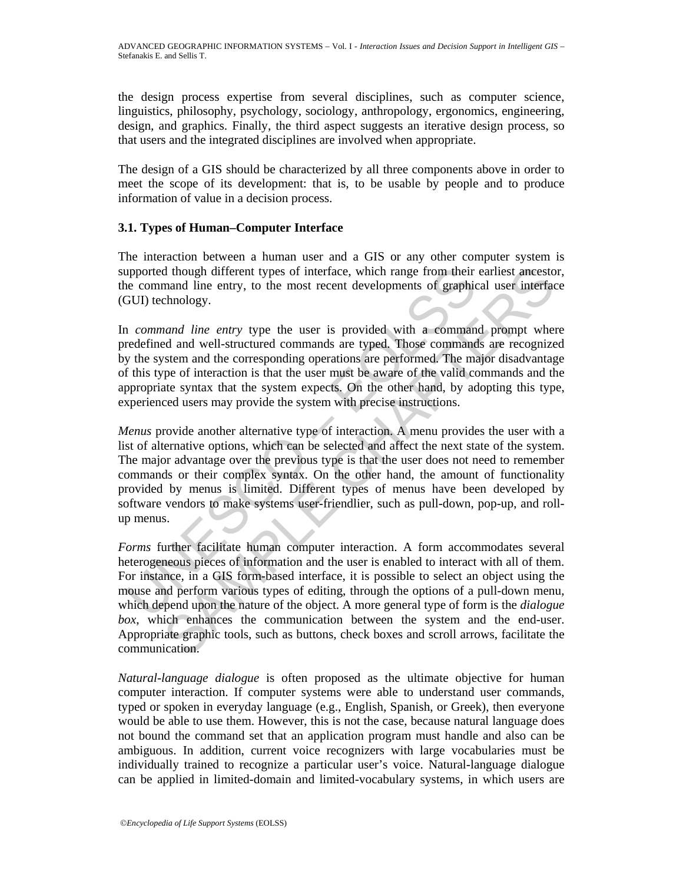the design process expertise from several disciplines, such as computer science, linguistics, philosophy, psychology, sociology, anthropology, ergonomics, engineering, design, and graphics. Finally, the third aspect suggests an iterative design process, so that users and the integrated disciplines are involved when appropriate.

The design of a GIS should be characterized by all three components above in order to meet the scope of its development: that is, to be usable by people and to produce information of value in a decision process.

### 3.1. Types of Human–Computer Interface

The interaction between a human user and a GIS or any other computer system is supported though different types of interface, which range from their earliest ancestor, the command line entry, to the most recent developments of graphical user interface (GUI) technology.

In *command line entry* type the user is provided with a command prompt where predefined and well-structured commands are typed. Those commands are recognized by the system and the corresponding operations are performed. The major disadvantage of this type of interaction is that the user must be aware of the valid commands and the appropriate syntax that the system expects. On the other hand, by adopting this type, experienced users may provide the system with precise instructions.

*Menus* provide another alternative type of interaction. A menu provides the user with a list of alternative options, which can be selected and affect the next state of the system. The major advantage over the previous type is that the user does not need to remember commands or their complex syntax. On the other hand, the amount of functionality provided by menus is limited. Different types of menus have been developed by software vendors to make systems user-friendlier, such as pull-down, pop-up, and roll-up menus.

*Forms* further facilitate human computer interaction. A form accommodates several heterogeneous pieces of information and the user is enabled to interact with all of them. For instance, in a GIS form-based interface, it is possible to select an object using the mouse and perform various types of editing, through the options of a pull-down menu, which depend upon the nature of the object. A more general type of form is the *dialogue box*, which enhances the communication between the system and the end-user. Appropriate graphic tools, such as buttons, check boxes and scroll arrows, facilitate the communication.

*Natural-language dialogue* is often proposed as the ultimate objective for human computer interaction. If computer systems were able to understand user commands, typed or spoken in everyday language (e.g., English, Spanish, or Greek), then everyone would be able to use them. However, this is not the case, because natural language does not bound the command set that an application program must handle and also can be ambiguous. In addition, current voice recognizers with large vocabularies must be individually trained to recognize a particular user's voice. Natural-language dialogue can be applied in limited-domain and limited-vocabulary systems, in which users are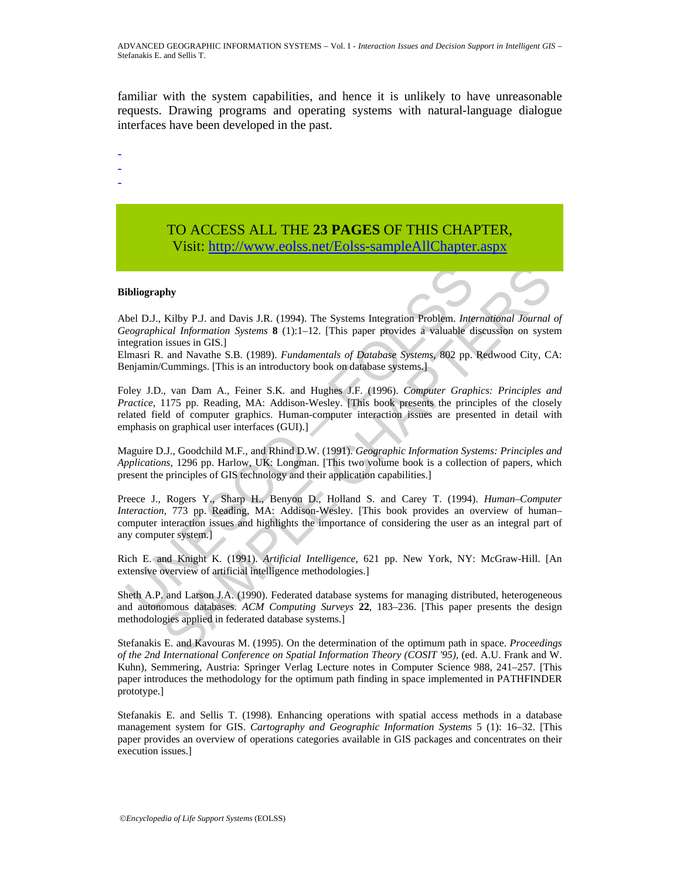familiar with the system capabilities, and hence it is unlikely to have unreasonable requests. Drawing programs and operating systems with natural-language dialogue interfaces have been developed in the past.

-
-
-

TO ACCESS ALL THE **23 PAGES** OF THIS CHAPTER,
Visit: http://www.eolss.net/Eolss-sampleAllChapter.aspx

**Bibliography**

Abel D.J., Kilby P.J. and Davis J.R. (1994). The Systems Integration Problem. *International Journal of Geographical Information Systems* **8** (1):1–12. [This paper provides a valuable discussion on system integration issues in GIS.]

Elmasri R. and Navathe S.B. (1989). *Fundamentals of Database Systems*, 802 pp. Redwood City, CA: Benjamin/Cummings. [This is an introductory book on database systems.]

Foley J.D., van Dam A., Feiner S.K. and Hughes J.F. (1996). *Computer Graphics: Principles and Practice*, 1175 pp. Reading, MA: Addison-Wesley. [This book presents the principles of the closely related field of computer graphics. Human-computer interaction issues are presented in detail with emphasis on graphical user interfaces (GUI).]

Maguire D.J., Goodchild M.F., and Rhind D.W. (1991). *Geographic Information Systems: Principles and Applications*, 1296 pp. Harlow, UK: Longman. [This two volume book is a collection of papers, which present the principles of GIS technology and their application capabilities.]

Preece J., Rogers Y., Sharp H., Benyon D., Holland S. and Carey T. (1994). *Human–Computer Interaction*, 773 pp. Reading, MA: Addison-Wesley. [This book provides an overview of human–computer interaction issues and highlights the importance of considering the user as an integral part of any computer system.]

Rich E. and Knight K. (1991). *Artificial Intelligence*, 621 pp. New York, NY: McGraw-Hill. [An extensive overview of artificial intelligence methodologies.]

Sheth A.P. and Larson J.A. (1990). Federated database systems for managing distributed, heterogeneous and autonomous databases. *ACM Computing Surveys* **22**, 183–236. [This paper presents the design methodologies applied in federated database systems.]

Stefanakis E. and Kavouras M. (1995). On the determination of the optimum path in space. *Proceedings of the 2nd International Conference on Spatial Information Theory (COSIT '95)*, (ed. A.U. Frank and W. Kuhn), Semmering, Austria: Springer Verlag Lecture notes in Computer Science 988, 241–257. [This paper introduces the methodology for the optimum path finding in space implemented in PATHFINDER prototype.]

Stefanakis E. and Sellis T. (1998). Enhancing operations with spatial access methods in a database management system for GIS. *Cartography and Geographic Information Systems* 5 (1): 16–32. [This paper provides an overview of operations categories available in GIS packages and concentrates on their execution issues.]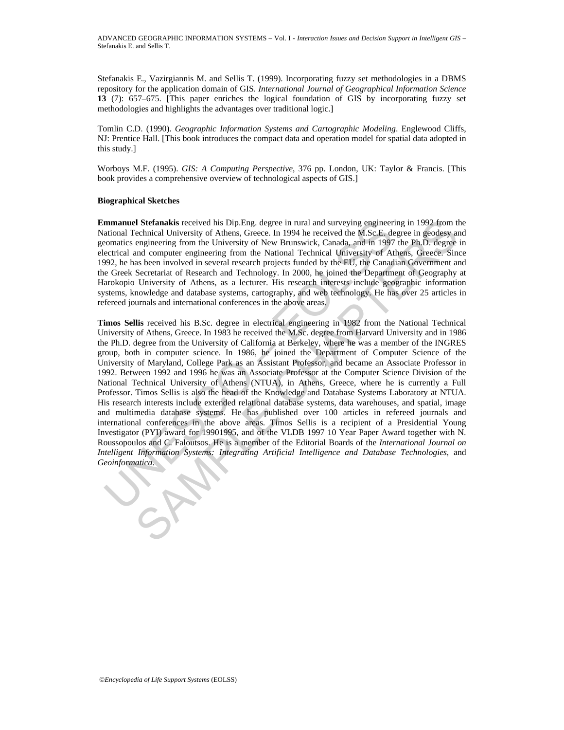Stefanakis E., Vazirgiannis M. and Sellis T. (1999). Incorporating fuzzy set methodologies in a DBMS repository for the application domain of GIS. *International Journal of Geographical Information Science* **13** (7): 657–675. [This paper enriches the logical foundation of GIS by incorporating fuzzy set methodologies and highlights the advantages over traditional logic.]

Tomlin C.D. (1990). *Geographic Information Systems and Cartographic Modeling*. Englewood Cliffs, NJ: Prentice Hall. [This book introduces the compact data and operation model for spatial data adopted in this study.]

Worboys M.F. (1995). *GIS: A Computing Perspective*, 376 pp. London, UK: Taylor & Francis. [This book provides a comprehensive overview of technological aspects of GIS.]

#### Biographical Sketches

**Emmanuel Stefanakis** received his Dip.Eng. degree in rural and surveying engineering in 1992 from the National Technical University of Athens, Greece. In 1994 he received the M.Sc.E. degree in geodesy and geomatics engineering from the University of New Brunswick, Canada, and in 1997 the Ph.D. degree in electrical and computer engineering from the National Technical University of Athens, Greece. Since 1992, he has been involved in several research projects funded by the EU, the Canadian Government and the Greek Secretariat of Research and Technology. In 2000, he joined the Department of Geography at Harokopio University of Athens, as a lecturer. His research interests include geographic information systems, knowledge and database systems, cartography, and web technology. He has over 25 articles in refereed journals and international conferences in the above areas.

**Timos Sellis** received his B.Sc. degree in electrical engineering in 1982 from the National Technical University of Athens, Greece. In 1983 he received the M.Sc. degree from Harvard University and in 1986 the Ph.D. degree from the University of California at Berkeley, where he was a member of the INGRES group, both in computer science. In 1986, he joined the Department of Computer Science of the University of Maryland, College Park as an Assistant Professor, and became an Associate Professor in 1992. Between 1992 and 1996 he was an Associate Professor at the Computer Science Division of the National Technical University of Athens (NTUA), in Athens, Greece, where he is currently a Full Professor. Timos Sellis is also the head of the Knowledge and Database Systems Laboratory at NTUA. His research interests include extended relational database systems, data warehouses, and spatial, image and multimedia database systems. He has published over 100 articles in refereed journals and international conferences in the above areas. Timos Sellis is a recipient of a Presidential Young Investigator (PYI) award for 19901995, and of the VLDB 1997 10 Year Paper Award together with N. Roussopoulos and C. Faloutsos. He is a member of the Editorial Boards of the *International Journal on Intelligent Information Systems: Integrating Artificial Intelligence and Database Technologies*, and *Geoinformatica*.